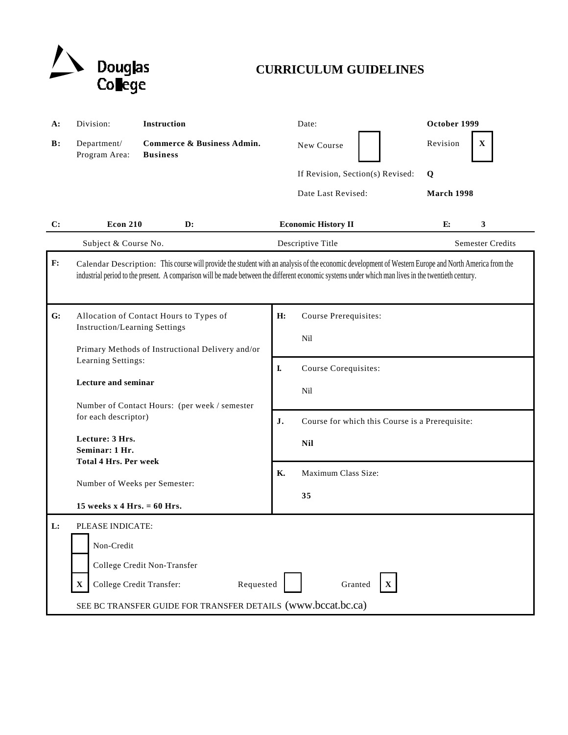Douglas College

# CURRICULUM GUIDELINES

| | | | | | |
|---|---|---|---|---|---|
| **A:** | Division: | **Instruction** | Date: | **October 1999** | |
| **B:** | Department/ Program Area: | **Commerce & Business Admin. Business** | New Course | Revision | **X** |
| | | | If Revision, Section(s) Revised: | **Q** | |
| | | | Date Last Revised: | **March 1998** | |

| **C:** | **Econ 210** | **D:** | **Economic History II** | **E:** | **3** |
|---|---|---|---|---|---|
| | Subject & Course No. | | Descriptive Title | | Semester Credits |

**F:** Calendar Description: This course will provide the student with an analysis of the economic development of Western Europe and North America from the industrial period to the present. A comparison will be made between the different economic systems under which man lives in the twentieth century.

**G:** Allocation of Contact Hours to Types of Instruction/Learning Settings

Primary Methods of Instructional Delivery and/or Learning Settings:

**Lecture and seminar**

Number of Contact Hours: (per week / semester for each descriptor)

**Lecture: 3 Hrs.**
**Seminar: 1 Hr.**
**Total 4 Hrs. Per week**

Number of Weeks per Semester:

**15 weeks x 4 Hrs. = 60 Hrs.**

**H:** Course Prerequisites:

Nil

**I.** Course Corequisites:

Nil

**J.** Course for which this Course is a Prerequisite:

**Nil**

**K.** Maximum Class Size:

**35**

**L:** PLEASE INDICATE:

- [ ] Non-Credit
- [ ] College Credit Non-Transfer
- [x] College Credit Transfer: Requested [ ] Granted [X]

SEE BC TRANSFER GUIDE FOR TRANSFER DETAILS (www.bccat.bc.ca)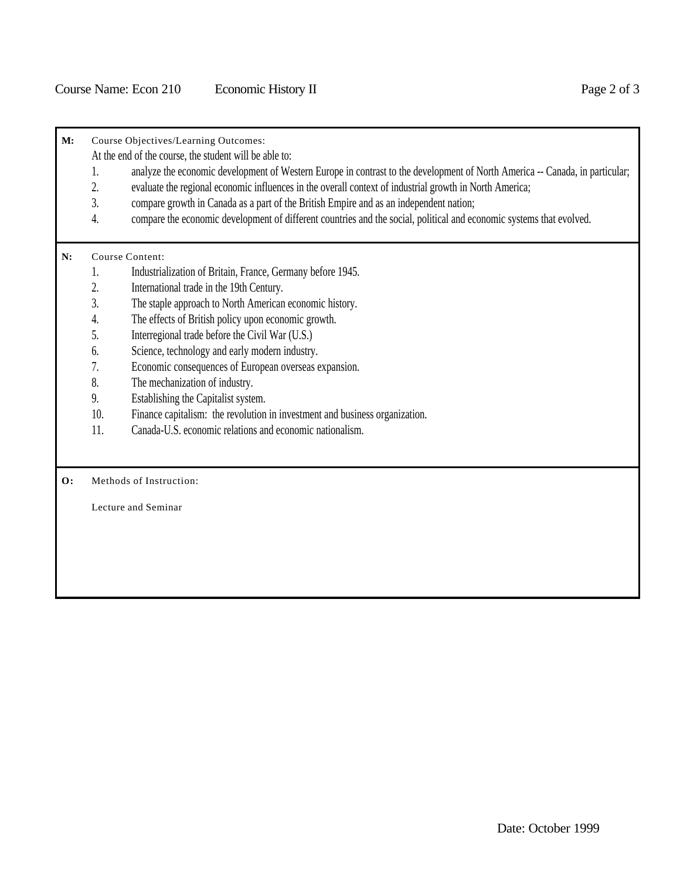**M:** Course Objectives/Learning Outcomes:

At the end of the course, the student will be able to:

1. analyze the economic development of Western Europe in contrast to the development of North America -- Canada, in particular;
2. evaluate the regional economic influences in the overall context of industrial growth in North America;
3. compare growth in Canada as a part of the British Empire and as an independent nation;
4. compare the economic development of different countries and the social, political and economic systems that evolved.

**N:** Course Content:

1. Industrialization of Britain, France, Germany before 1945.
2. International trade in the 19th Century.
3. The staple approach to North American economic history.
4. The effects of British policy upon economic growth.
5. Interregional trade before the Civil War (U.S.)
6. Science, technology and early modern industry.
7. Economic consequences of European overseas expansion.
8. The mechanization of industry.
9. Establishing the Capitalist system.
10. Finance capitalism: the revolution in investment and business organization.
11. Canada-U.S. economic relations and economic nationalism.

**O:** Methods of Instruction:

Lecture and Seminar

Date: October 1999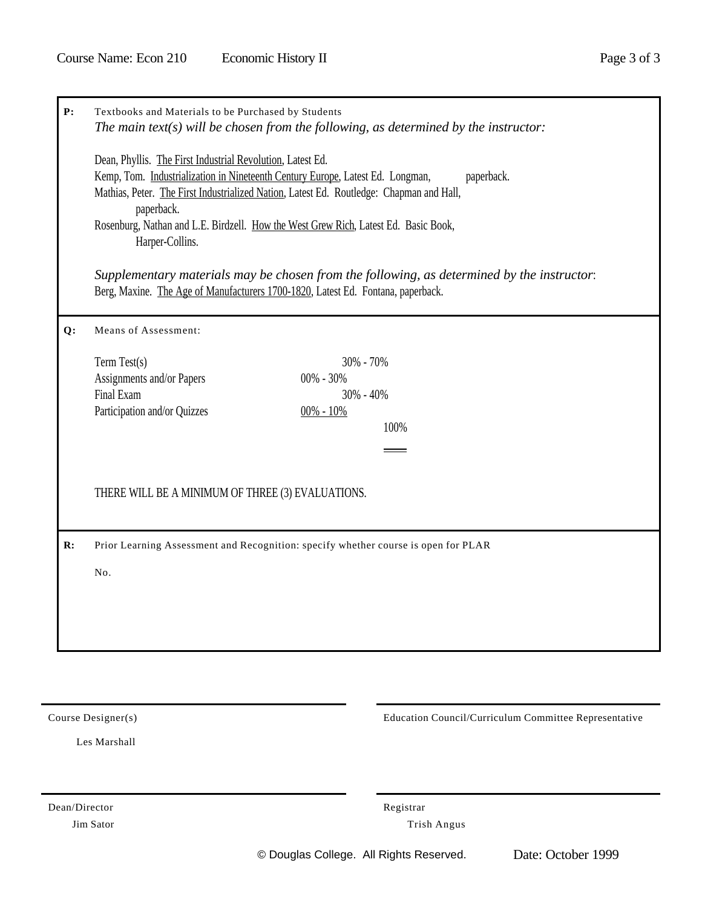**P:** Textbooks and Materials to be Purchased by Students

*The main text(s) will be chosen from the following, as determined by the instructor:*

Dean, Phyllis. The First Industrial Revolution, Latest Ed.
Kemp, Tom. Industrialization in Nineteenth Century Europe, Latest Ed. Longman, paperback.
Mathias, Peter. The First Industrialized Nation, Latest Ed. Routledge: Chapman and Hall, paperback.
Rosenburg, Nathan and L.E. Birdzell. How the West Grew Rich, Latest Ed. Basic Book, Harper-Collins.

*Supplementary materials may be chosen from the following, as determined by the instructor*:
Berg, Maxine. The Age of Manufacturers 1700-1820, Latest Ed. Fontana, paperback.

**Q:** Means of Assessment:

| | |
|---|---|
| Term Test(s) | 30% - 70% |
| Assignments and/or Papers | 00% - 30% |
| Final Exam | 30% - 40% |
| Participation and/or Quizzes | 00% - 10% |
| | 100% |

THERE WILL BE A MINIMUM OF THREE (3) EVALUATIONS.

**R:** Prior Learning Assessment and Recognition: specify whether course is open for PLAR

No.

Course Designer(s)
Les Marshall

Education Council/Curriculum Committee Representative

Dean/Director
Jim Sator

Registrar
Trish Angus

© Douglas College. All Rights Reserved. Date: October 1999